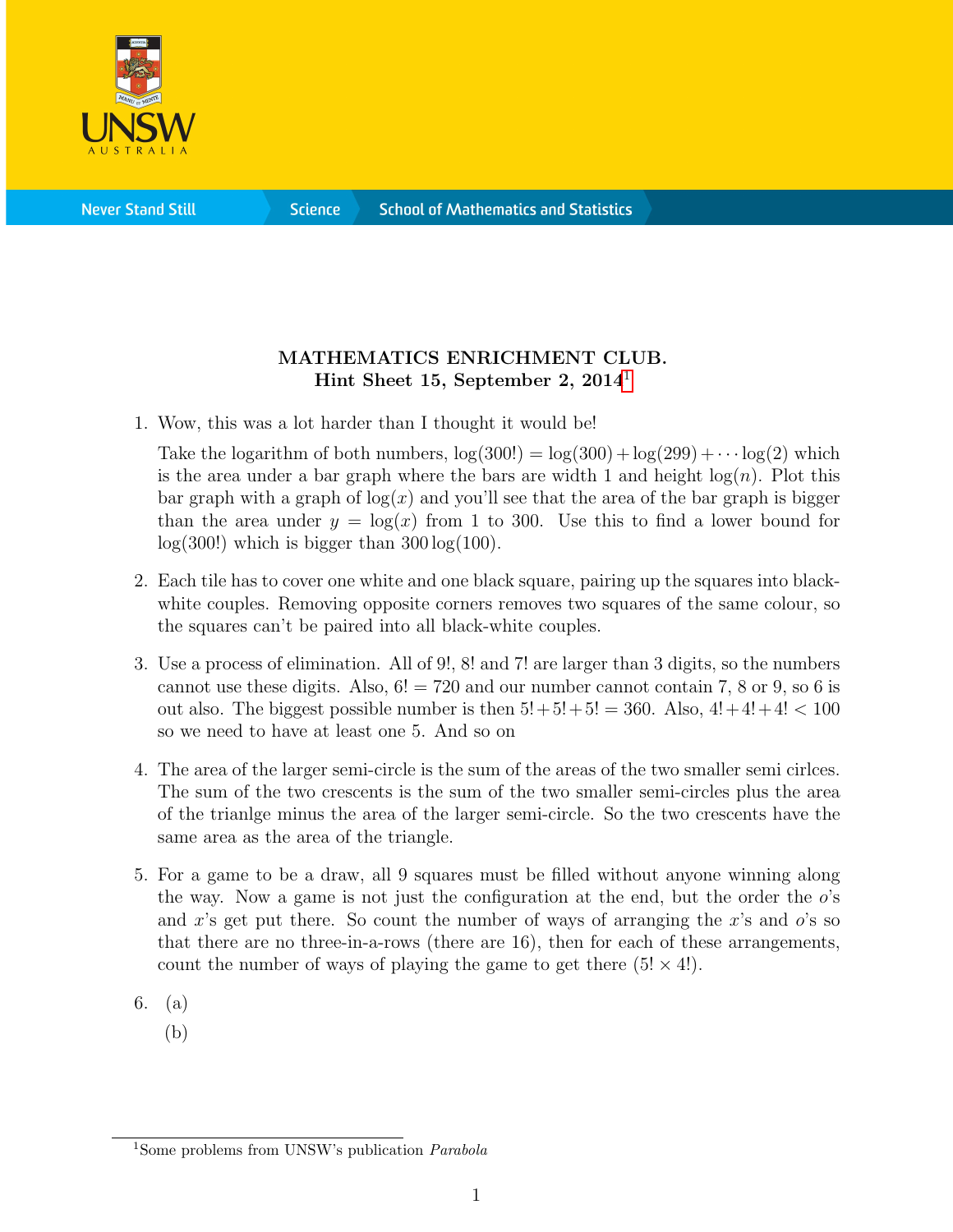**MATHEMATICS ENRICHMENT CLUB.**
**Hint Sheet 15, September 2, 2014**[1]

1. Wow, this was a lot harder than I thought it would be!

   Take the logarithm of both numbers, $\log(300!) = \log(300) + \log(299) + \cdots \log(2)$ which is the area under a bar graph where the bars are width 1 and height $\log(n)$. Plot this bar graph with a graph of $\log(x)$ and you'll see that the area of the bar graph is bigger than the area under $y = \log(x)$ from 1 to 300. Use this to find a lower bound for $\log(300!)$ which is bigger than $300 \log(100)$.

2. Each tile has to cover one white and one black square, pairing up the squares into black-white couples. Removing opposite corners removes two squares of the same colour, so the squares can't be paired into all black-white couples.

3. Use a process of elimination. All of $9!$, $8!$ and $7!$ are larger than 3 digits, so the numbers cannot use these digits. Also, $6! = 720$ and our number cannot contain 7, 8 or 9, so 6 is out also. The biggest possible number is then $5! + 5! + 5! = 360$. Also, $4! + 4! + 4! < 100$ so we need to have at least one 5. And so on

4. The area of the larger semi-circle is the sum of the areas of the two smaller semi cirlces. The sum of the two crescents is the sum of the two smaller semi-circles plus the area of the trianlge minus the area of the larger semi-circle. So the two crescents have the same area as the area of the triangle.

5. For a game to be a draw, all 9 squares must be filled without anyone winning along the way. Now a game is not just the configuration at the end, but the order the $o$'s and $x$'s get put there. So count the number of ways of arranging the $x$'s and $o$'s so that there are no three-in-a-rows (there are 16), then for each of these arrangements, count the number of ways of playing the game to get there ($5! \times 4!$).

6. (a)

   (b)

[1] Some problems from UNSW's publication *Parabola*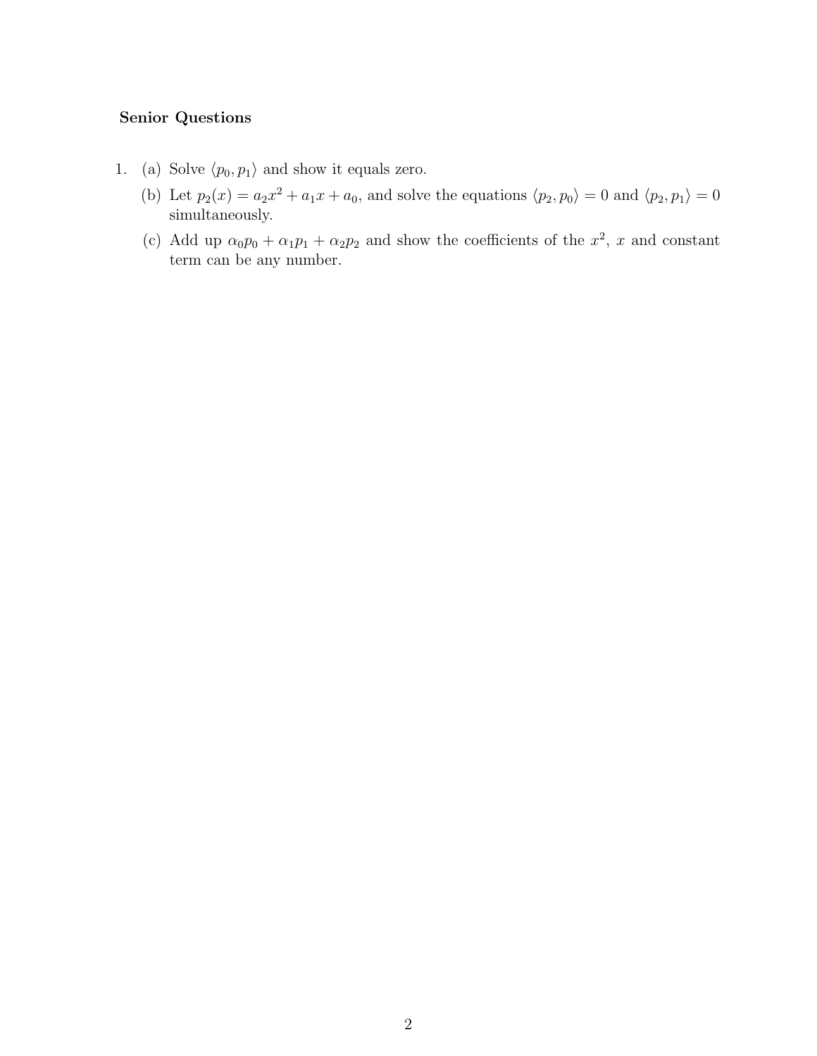**Senior Questions**

1. (a) Solve $\langle p_0, p_1 \rangle$ and show it equals zero.

   (b) Let $p_2(x) = a_2 x^2 + a_1 x + a_0$, and solve the equations $\langle p_2, p_0 \rangle = 0$ and $\langle p_2, p_1 \rangle = 0$ simultaneously.

   (c) Add up $\alpha_0 p_0 + \alpha_1 p_1 + \alpha_2 p_2$ and show the coefficients of the $x^2$, $x$ and constant term can be any number.